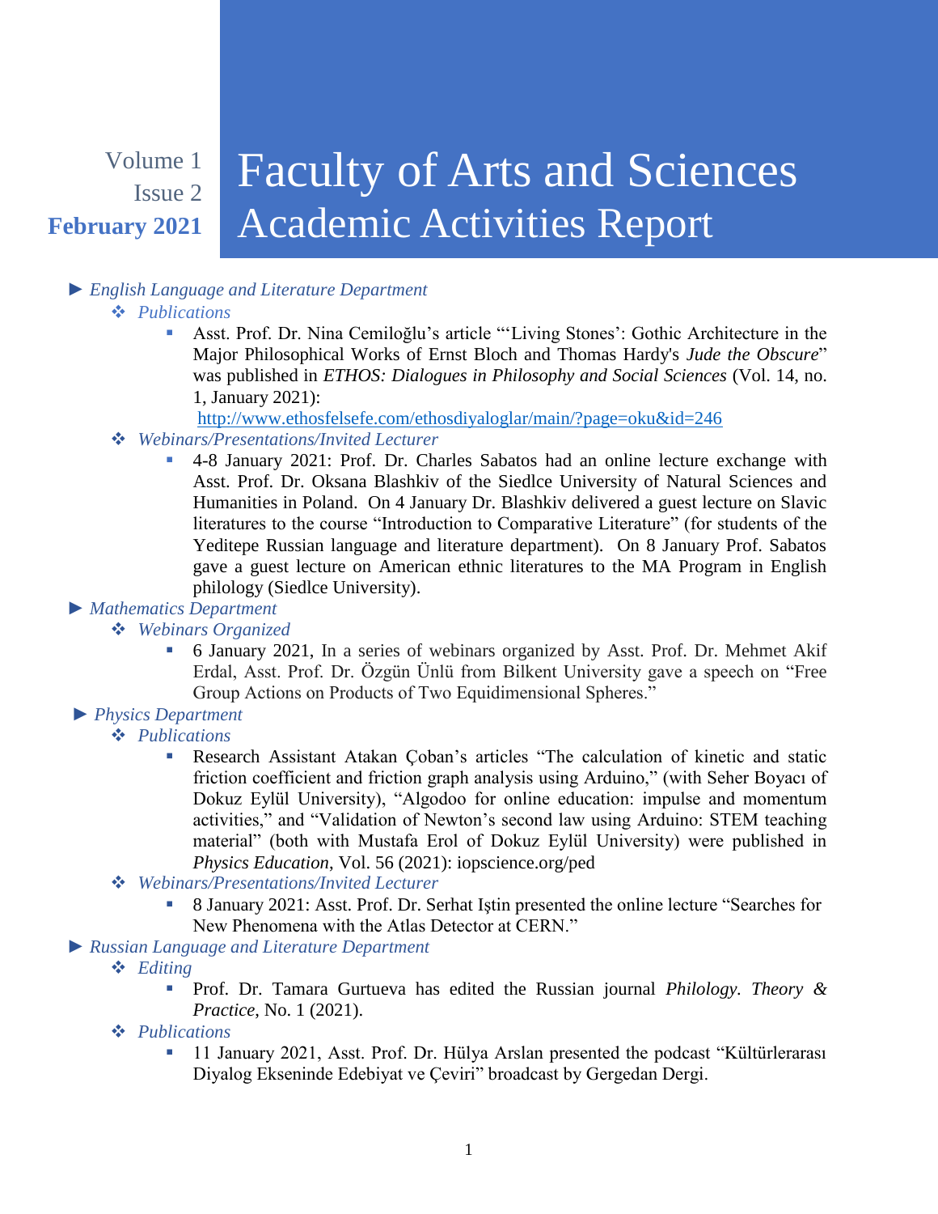Volume 1
Issue 2
**February 2021**

# Faculty of Arts and Sciences Academic Activities Report

- ► *English Language and Literature Department*
  - ❖ *Publications*
    - Asst. Prof. Dr. Nina Cemiloğlu's article "'Living Stones': Gothic Architecture in the Major Philosophical Works of Ernst Bloch and Thomas Hardy's *Jude the Obscure*" was published in *ETHOS: Dialogues in Philosophy and Social Sciences* (Vol. 14, no. 1, January 2021): http://www.ethosfelsefe.com/ethosdiyaloglar/main/?page=oku&id=246
  - ❖ *Webinars/Presentations/Invited Lecturer*
    - 4-8 January 2021: Prof. Dr. Charles Sabatos had an online lecture exchange with Asst. Prof. Dr. Oksana Blashkiv of the Siedlce University of Natural Sciences and Humanities in Poland. On 4 January Dr. Blashkiv delivered a guest lecture on Slavic literatures to the course "Introduction to Comparative Literature" (for students of the Yeditepe Russian language and literature department). On 8 January Prof. Sabatos gave a guest lecture on American ethnic literatures to the MA Program in English philology (Siedlce University).
- ► *Mathematics Department*
  - ❖ *Webinars Organized*
    - 6 January 2021, In a series of webinars organized by Asst. Prof. Dr. Mehmet Akif Erdal, Asst. Prof. Dr. Özgün Ünlü from Bilkent University gave a speech on "Free Group Actions on Products of Two Equidimensional Spheres."
- ► *Physics Department*
  - ❖ *Publications*
    - Research Assistant Atakan Çoban's articles "The calculation of kinetic and static friction coefficient and friction graph analysis using Arduino," (with Seher Boyacı of Dokuz Eylül University), "Algodoo for online education: impulse and momentum activities," and "Validation of Newton's second law using Arduino: STEM teaching material" (both with Mustafa Erol of Dokuz Eylül University) were published in *Physics Education*, Vol. 56 (2021): iopscience.org/ped
  - ❖ *Webinars/Presentations/Invited Lecturer*
    - 8 January 2021: Asst. Prof. Dr. Serhat Iştin presented the online lecture "Searches for New Phenomena with the Atlas Detector at CERN."
- ► *Russian Language and Literature Department*
  - ❖ *Editing*
    - Prof. Dr. Tamara Gurtueva has edited the Russian journal *Philology. Theory & Practice*, No. 1 (2021).
  - ❖ *Publications*
    - 11 January 2021, Asst. Prof. Dr. Hülya Arslan presented the podcast "Kültürlerarası Diyalog Ekseninde Edebiyat ve Çeviri" broadcast by Gergedan Dergi.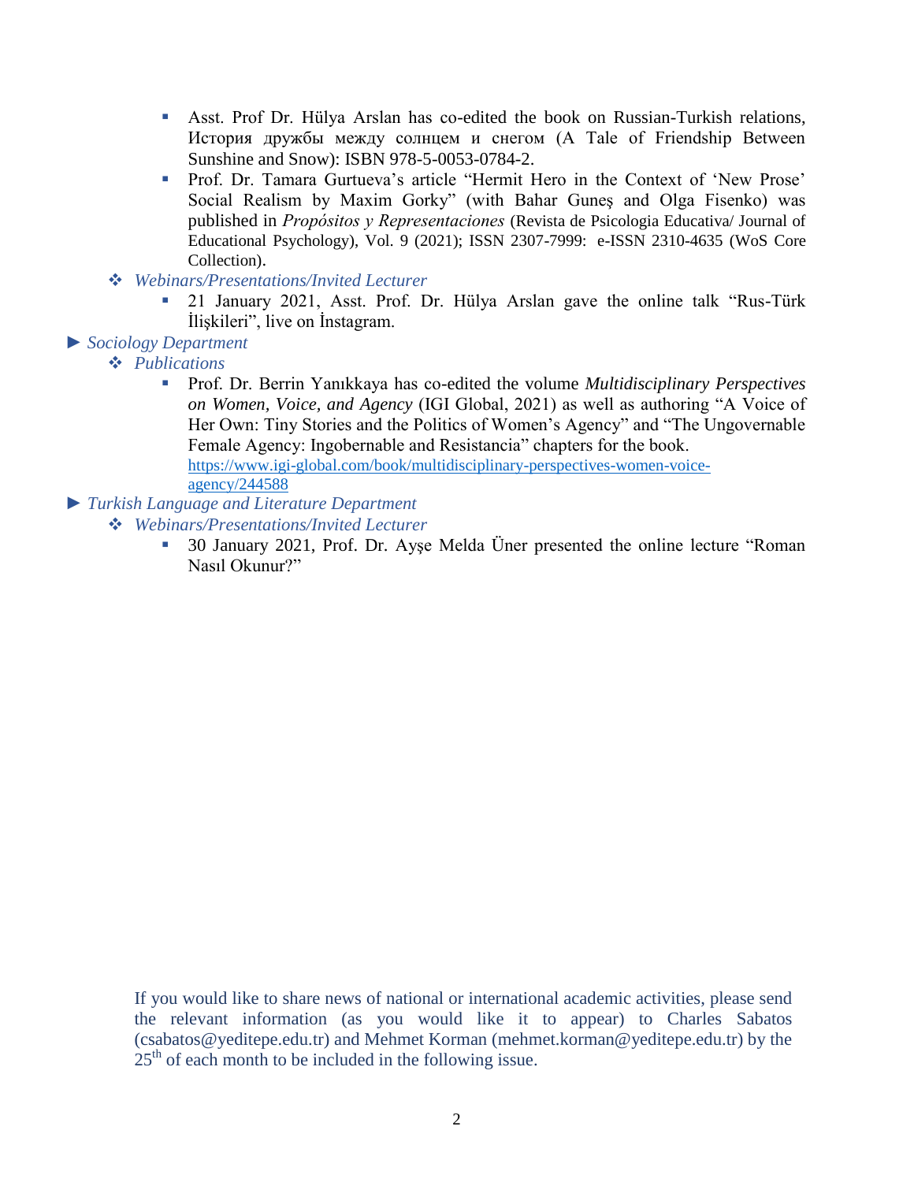- Asst. Prof Dr. Hülya Arslan has co-edited the book on Russian-Turkish relations, История дружбы между солнцем и снегом (A Tale of Friendship Between Sunshine and Snow): ISBN 978-5-0053-0784-2.
- Prof. Dr. Tamara Gurtueva's article "Hermit Hero in the Context of 'New Prose' Social Realism by Maxim Gorky" (with Bahar Guneş and Olga Fisenko) was published in *Propósitos y Representaciones* (Revista de Psicologia Educativa/ Journal of Educational Psychology), Vol. 9 (2021); ISSN 2307-7999: e-ISSN 2310-4635 (WoS Core Collection).

*Webinars/Presentations/Invited Lecturer*

- 21 January 2021, Asst. Prof. Dr. Hülya Arslan gave the online talk "Rus-Türk İlişkileri", live on İnstagram.

## *Sociology Department*

*Publications*

- Prof. Dr. Berrin Yanıkkaya has co-edited the volume *Multidisciplinary Perspectives on Women, Voice, and Agency* (IGI Global, 2021) as well as authoring "A Voice of Her Own: Tiny Stories and the Politics of Women's Agency" and "The Ungovernable Female Agency: Ingobernable and Resistancia" chapters for the book. https://www.igi-global.com/book/multidisciplinary-perspectives-women-voice-agency/244588

## *Turkish Language and Literature Department*

*Webinars/Presentations/Invited Lecturer*

- 30 January 2021, Prof. Dr. Ayşe Melda Üner presented the online lecture "Roman Nasıl Okunur?"

If you would like to share news of national or international academic activities, please send the relevant information (as you would like it to appear) to Charles Sabatos (csabatos@yeditepe.edu.tr) and Mehmet Korman (mehmet.korman@yeditepe.edu.tr) by the 25th of each month to be included in the following issue.